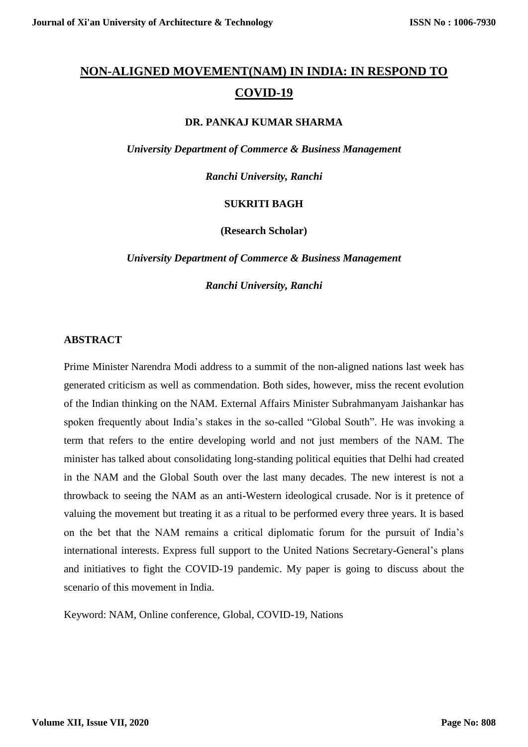# NON-ALIGNED MOVEMENT(NAM) IN INDIA: IN RESPOND TO COVID-19

**DR. PANKAJ KUMAR SHARMA**

*University Department of Commerce & Business Management*

*Ranchi University, Ranchi*

**SUKRITI BAGH**

**(Research Scholar)**

*University Department of Commerce & Business Management*

*Ranchi University, Ranchi*

## ABSTRACT

Prime Minister Narendra Modi address to a summit of the non-aligned nations last week has generated criticism as well as commendation. Both sides, however, miss the recent evolution of the Indian thinking on the NAM. External Affairs Minister Subrahmanyam Jaishankar has spoken frequently about India's stakes in the so-called "Global South". He was invoking a term that refers to the entire developing world and not just members of the NAM. The minister has talked about consolidating long-standing political equities that Delhi had created in the NAM and the Global South over the last many decades. The new interest is not a throwback to seeing the NAM as an anti-Western ideological crusade. Nor is it pretence of valuing the movement but treating it as a ritual to be performed every three years. It is based on the bet that the NAM remains a critical diplomatic forum for the pursuit of India's international interests. Express full support to the United Nations Secretary-General's plans and initiatives to fight the COVID-19 pandemic. My paper is going to discuss about the scenario of this movement in India.

Keyword: NAM, Online conference, Global, COVID-19, Nations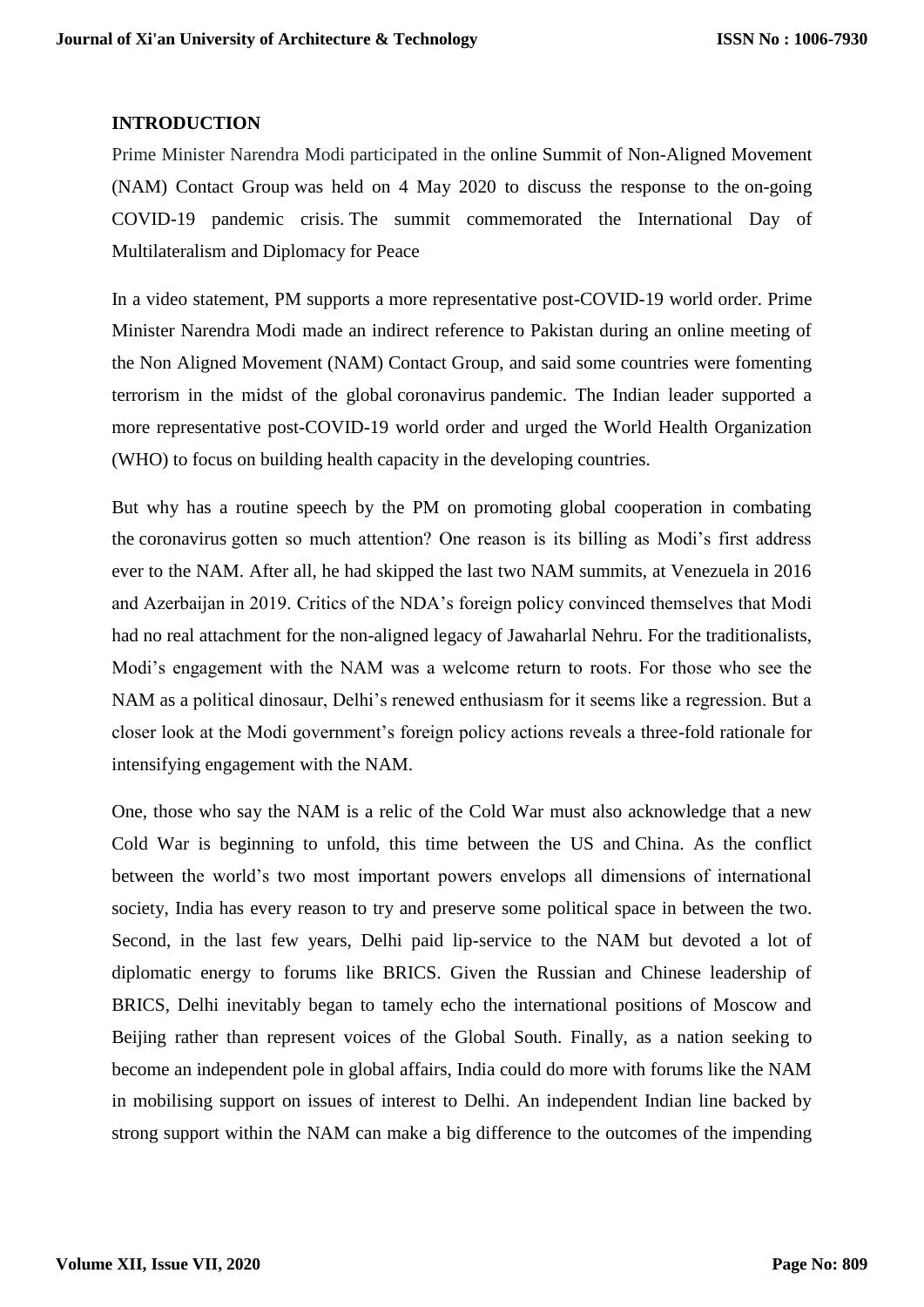## INTRODUCTION

Prime Minister Narendra Modi participated in the online Summit of Non-Aligned Movement (NAM) Contact Group was held on 4 May 2020 to discuss the response to the on-going COVID-19 pandemic crisis. The summit commemorated the International Day of Multilateralism and Diplomacy for Peace

In a video statement, PM supports a more representative post-COVID-19 world order. Prime Minister Narendra Modi made an indirect reference to Pakistan during an online meeting of the Non Aligned Movement (NAM) Contact Group, and said some countries were fomenting terrorism in the midst of the global coronavirus pandemic. The Indian leader supported a more representative post-COVID-19 world order and urged the World Health Organization (WHO) to focus on building health capacity in the developing countries.

But why has a routine speech by the PM on promoting global cooperation in combating the coronavirus gotten so much attention? One reason is its billing as Modi's first address ever to the NAM. After all, he had skipped the last two NAM summits, at Venezuela in 2016 and Azerbaijan in 2019. Critics of the NDA's foreign policy convinced themselves that Modi had no real attachment for the non-aligned legacy of Jawaharlal Nehru. For the traditionalists, Modi's engagement with the NAM was a welcome return to roots. For those who see the NAM as a political dinosaur, Delhi's renewed enthusiasm for it seems like a regression. But a closer look at the Modi government's foreign policy actions reveals a three-fold rationale for intensifying engagement with the NAM.

One, those who say the NAM is a relic of the Cold War must also acknowledge that a new Cold War is beginning to unfold, this time between the US and China. As the conflict between the world's two most important powers envelops all dimensions of international society, India has every reason to try and preserve some political space in between the two. Second, in the last few years, Delhi paid lip-service to the NAM but devoted a lot of diplomatic energy to forums like BRICS. Given the Russian and Chinese leadership of BRICS, Delhi inevitably began to tamely echo the international positions of Moscow and Beijing rather than represent voices of the Global South. Finally, as a nation seeking to become an independent pole in global affairs, India could do more with forums like the NAM in mobilising support on issues of interest to Delhi. An independent Indian line backed by strong support within the NAM can make a big difference to the outcomes of the impending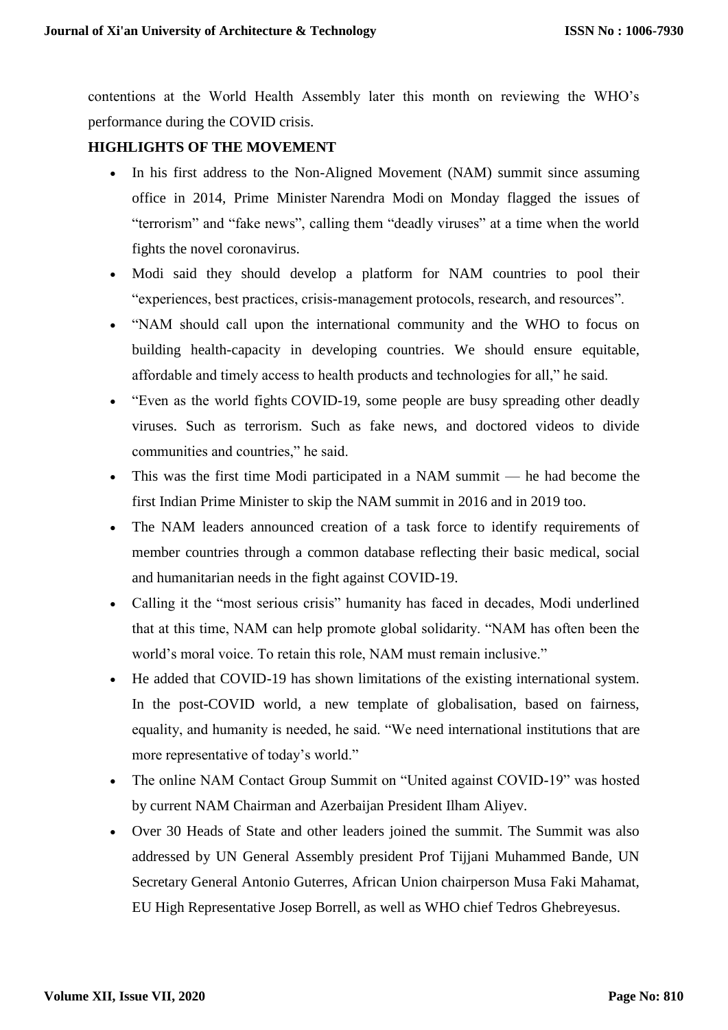contentions at the World Health Assembly later this month on reviewing the WHO's performance during the COVID crisis.

**HIGHLIGHTS OF THE MOVEMENT**

- In his first address to the Non-Aligned Movement (NAM) summit since assuming office in 2014, Prime Minister Narendra Modi on Monday flagged the issues of "terrorism" and "fake news", calling them "deadly viruses" at a time when the world fights the novel coronavirus.
- Modi said they should develop a platform for NAM countries to pool their "experiences, best practices, crisis-management protocols, research, and resources".
- "NAM should call upon the international community and the WHO to focus on building health-capacity in developing countries. We should ensure equitable, affordable and timely access to health products and technologies for all," he said.
- "Even as the world fights COVID-19, some people are busy spreading other deadly viruses. Such as terrorism. Such as fake news, and doctored videos to divide communities and countries," he said.
- This was the first time Modi participated in a NAM summit — he had become the first Indian Prime Minister to skip the NAM summit in 2016 and in 2019 too.
- The NAM leaders announced creation of a task force to identify requirements of member countries through a common database reflecting their basic medical, social and humanitarian needs in the fight against COVID-19.
- Calling it the "most serious crisis" humanity has faced in decades, Modi underlined that at this time, NAM can help promote global solidarity. "NAM has often been the world's moral voice. To retain this role, NAM must remain inclusive."
- He added that COVID-19 has shown limitations of the existing international system. In the post-COVID world, a new template of globalisation, based on fairness, equality, and humanity is needed, he said. "We need international institutions that are more representative of today's world."
- The online NAM Contact Group Summit on "United against COVID-19" was hosted by current NAM Chairman and Azerbaijan President Ilham Aliyev.
- Over 30 Heads of State and other leaders joined the summit. The Summit was also addressed by UN General Assembly president Prof Tijjani Muhammed Bande, UN Secretary General Antonio Guterres, African Union chairperson Musa Faki Mahamat, EU High Representative Josep Borrell, as well as WHO chief Tedros Ghebreyesus.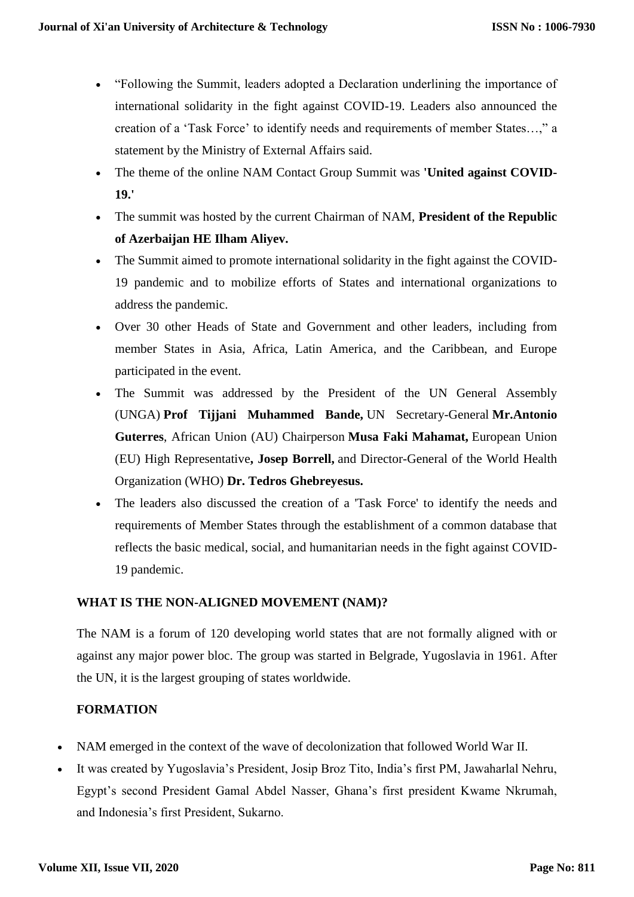- "Following the Summit, leaders adopted a Declaration underlining the importance of international solidarity in the fight against COVID-19. Leaders also announced the creation of a 'Task Force' to identify needs and requirements of member States…," a statement by the Ministry of External Affairs said.
- The theme of the online NAM Contact Group Summit was **'United against COVID-19.'**
- The summit was hosted by the current Chairman of NAM, **President of the Republic of Azerbaijan HE Ilham Aliyev.**
- The Summit aimed to promote international solidarity in the fight against the COVID-19 pandemic and to mobilize efforts of States and international organizations to address the pandemic.
- Over 30 other Heads of State and Government and other leaders, including from member States in Asia, Africa, Latin America, and the Caribbean, and Europe participated in the event.
- The Summit was addressed by the President of the UN General Assembly (UNGA) **Prof Tijjani Muhammed Bande,** UN Secretary-General **Mr.Antonio Guterres**, African Union (AU) Chairperson **Musa Faki Mahamat,** European Union (EU) High Representative**, Josep Borrell,** and Director-General of the World Health Organization (WHO) **Dr. Tedros Ghebreyesus.**
- The leaders also discussed the creation of a 'Task Force' to identify the needs and requirements of Member States through the establishment of a common database that reflects the basic medical, social, and humanitarian needs in the fight against COVID-19 pandemic.

## WHAT IS THE NON-ALIGNED MOVEMENT (NAM)?

The NAM is a forum of 120 developing world states that are not formally aligned with or against any major power bloc. The group was started in Belgrade, Yugoslavia in 1961. After the UN, it is the largest grouping of states worldwide.

## FORMATION

- NAM emerged in the context of the wave of decolonization that followed World War II.
- It was created by Yugoslavia's President, Josip Broz Tito, India's first PM, Jawaharlal Nehru, Egypt's second President Gamal Abdel Nasser, Ghana's first president Kwame Nkrumah, and Indonesia's first President, Sukarno.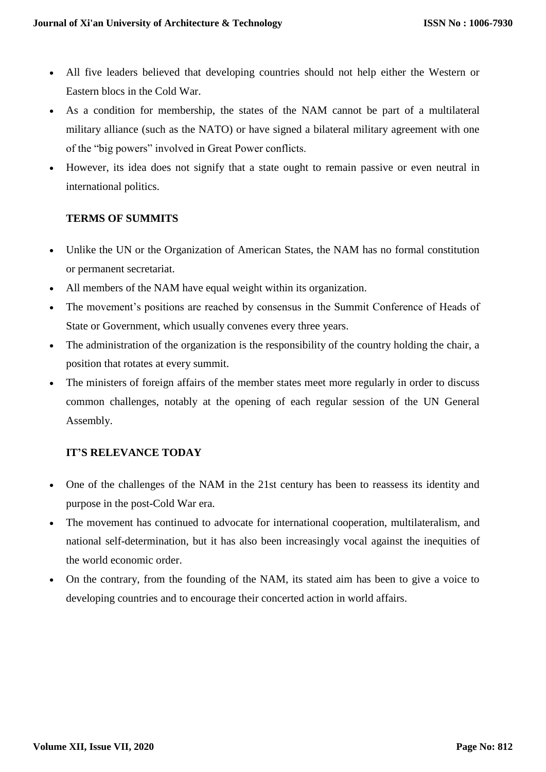- All five leaders believed that developing countries should not help either the Western or Eastern blocs in the Cold War.
- As a condition for membership, the states of the NAM cannot be part of a multilateral military alliance (such as the NATO) or have signed a bilateral military agreement with one of the "big powers" involved in Great Power conflicts.
- However, its idea does not signify that a state ought to remain passive or even neutral in international politics.

**TERMS OF SUMMITS**

- Unlike the UN or the Organization of American States, the NAM has no formal constitution or permanent secretariat.
- All members of the NAM have equal weight within its organization.
- The movement's positions are reached by consensus in the Summit Conference of Heads of State or Government, which usually convenes every three years.
- The administration of the organization is the responsibility of the country holding the chair, a position that rotates at every summit.
- The ministers of foreign affairs of the member states meet more regularly in order to discuss common challenges, notably at the opening of each regular session of the UN General Assembly.

**IT'S RELEVANCE TODAY**

- One of the challenges of the NAM in the 21st century has been to reassess its identity and purpose in the post-Cold War era.
- The movement has continued to advocate for international cooperation, multilateralism, and national self-determination, but it has also been increasingly vocal against the inequities of the world economic order.
- On the contrary, from the founding of the NAM, its stated aim has been to give a voice to developing countries and to encourage their concerted action in world affairs.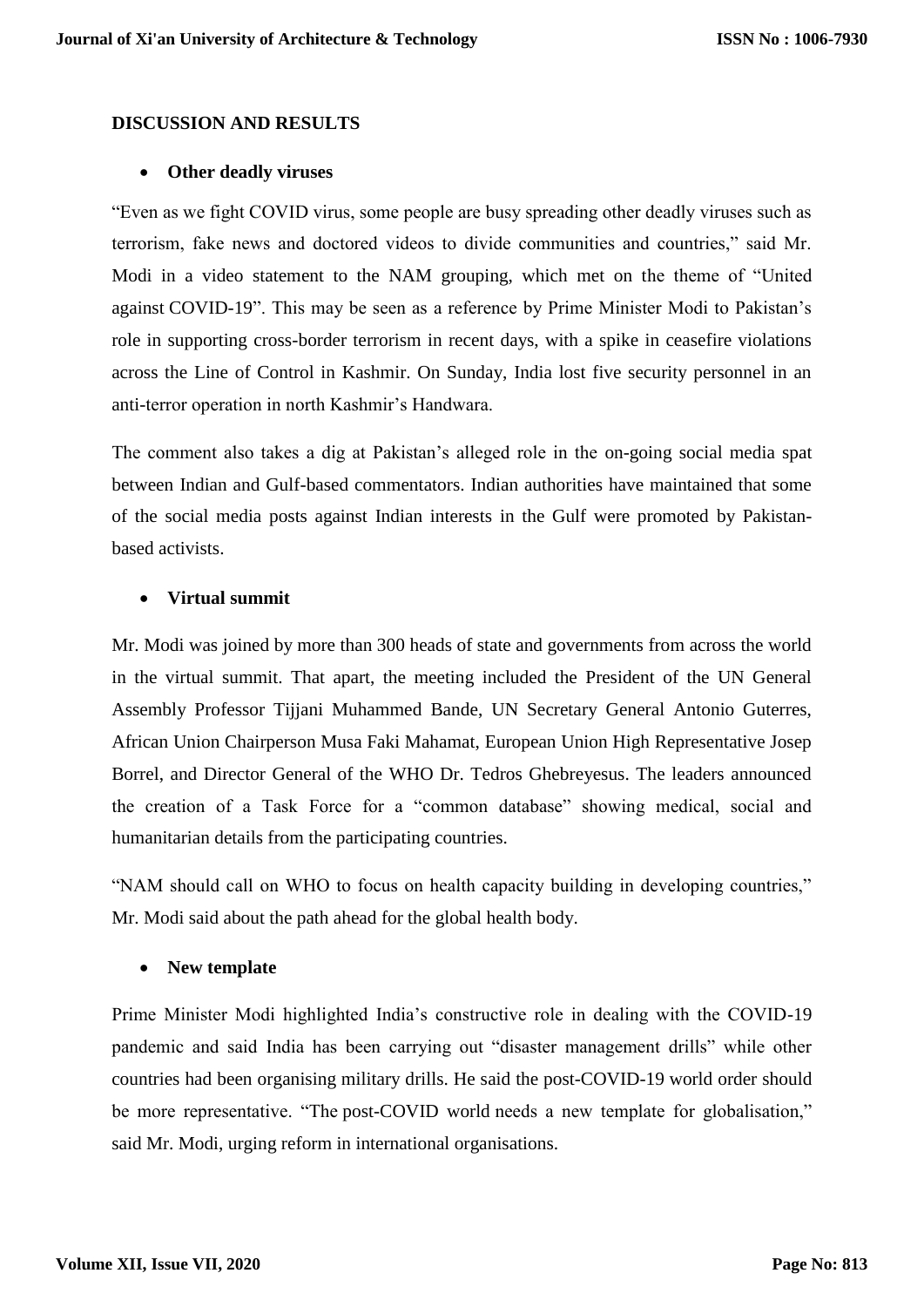## DISCUSSION AND RESULTS

- **Other deadly viruses**

"Even as we fight COVID virus, some people are busy spreading other deadly viruses such as terrorism, fake news and doctored videos to divide communities and countries," said Mr. Modi in a video statement to the NAM grouping, which met on the theme of "United against COVID-19". This may be seen as a reference by Prime Minister Modi to Pakistan's role in supporting cross-border terrorism in recent days, with a spike in ceasefire violations across the Line of Control in Kashmir. On Sunday, India lost five security personnel in an anti-terror operation in north Kashmir's Handwara.

The comment also takes a dig at Pakistan's alleged role in the on-going social media spat between Indian and Gulf-based commentators. Indian authorities have maintained that some of the social media posts against Indian interests in the Gulf were promoted by Pakistan-based activists.

- **Virtual summit**

Mr. Modi was joined by more than 300 heads of state and governments from across the world in the virtual summit. That apart, the meeting included the President of the UN General Assembly Professor Tijjani Muhammed Bande, UN Secretary General Antonio Guterres, African Union Chairperson Musa Faki Mahamat, European Union High Representative Josep Borrel, and Director General of the WHO Dr. Tedros Ghebreyesus. The leaders announced the creation of a Task Force for a "common database" showing medical, social and humanitarian details from the participating countries.

"NAM should call on WHO to focus on health capacity building in developing countries," Mr. Modi said about the path ahead for the global health body.

- **New template**

Prime Minister Modi highlighted India's constructive role in dealing with the COVID-19 pandemic and said India has been carrying out "disaster management drills" while other countries had been organising military drills. He said the post-COVID-19 world order should be more representative. "The post-COVID world needs a new template for globalisation," said Mr. Modi, urging reform in international organisations.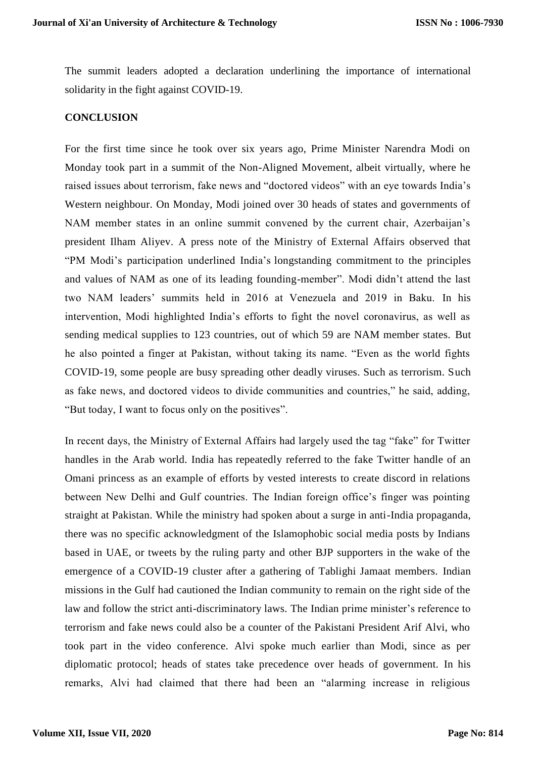The summit leaders adopted a declaration underlining the importance of international solidarity in the fight against COVID-19.

## CONCLUSION

For the first time since he took over six years ago, Prime Minister Narendra Modi on Monday took part in a summit of the Non-Aligned Movement, albeit virtually, where he raised issues about terrorism, fake news and "doctored videos" with an eye towards India's Western neighbour. On Monday, Modi joined over 30 heads of states and governments of NAM member states in an online summit convened by the current chair, Azerbaijan's president Ilham Aliyev. A press note of the Ministry of External Affairs observed that "PM Modi's participation underlined India's longstanding commitment to the principles and values of NAM as one of its leading founding-member". Modi didn't attend the last two NAM leaders' summits held in 2016 at Venezuela and 2019 in Baku. In his intervention, Modi highlighted India's efforts to fight the novel coronavirus, as well as sending medical supplies to 123 countries, out of which 59 are NAM member states. But he also pointed a finger at Pakistan, without taking its name. "Even as the world fights COVID-19, some people are busy spreading other deadly viruses. Such as terrorism. Such as fake news, and doctored videos to divide communities and countries," he said, adding, "But today, I want to focus only on the positives".

In recent days, the Ministry of External Affairs had largely used the tag "fake" for Twitter handles in the Arab world. India has repeatedly referred to the fake Twitter handle of an Omani princess as an example of efforts by vested interests to create discord in relations between New Delhi and Gulf countries. The Indian foreign office's finger was pointing straight at Pakistan. While the ministry had spoken about a surge in anti-India propaganda, there was no specific acknowledgment of the Islamophobic social media posts by Indians based in UAE, or tweets by the ruling party and other BJP supporters in the wake of the emergence of a COVID-19 cluster after a gathering of Tablighi Jamaat members. Indian missions in the Gulf had cautioned the Indian community to remain on the right side of the law and follow the strict anti-discriminatory laws. The Indian prime minister's reference to terrorism and fake news could also be a counter of the Pakistani President Arif Alvi, who took part in the video conference. Alvi spoke much earlier than Modi, since as per diplomatic protocol; heads of states take precedence over heads of government. In his remarks, Alvi had claimed that there had been an "alarming increase in religious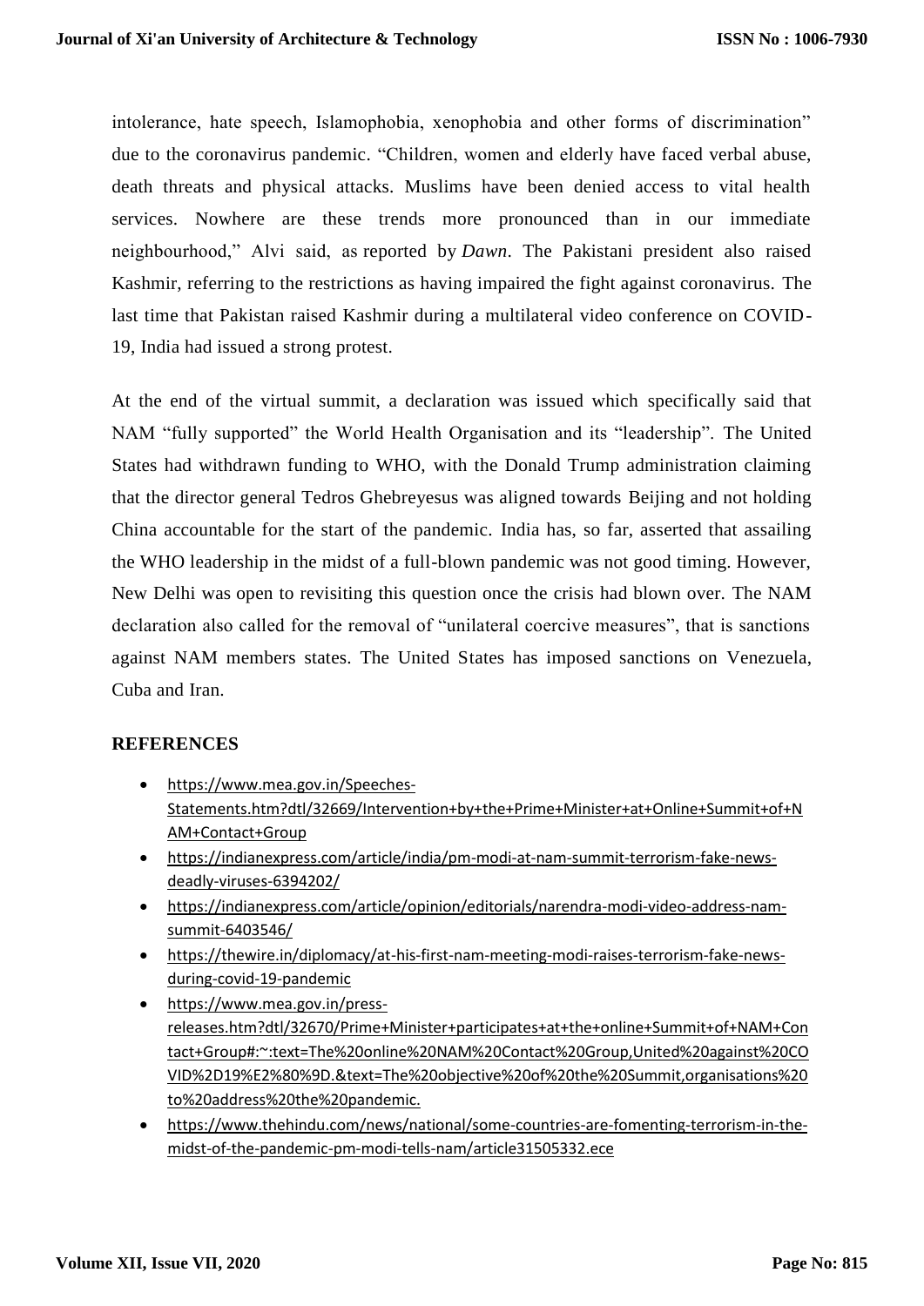intolerance, hate speech, Islamophobia, xenophobia and other forms of discrimination" due to the coronavirus pandemic. "Children, women and elderly have faced verbal abuse, death threats and physical attacks. Muslims have been denied access to vital health services. Nowhere are these trends more pronounced than in our immediate neighbourhood," Alvi said, as reported by *Dawn*. The Pakistani president also raised Kashmir, referring to the restrictions as having impaired the fight against coronavirus. The last time that Pakistan raised Kashmir during a multilateral video conference on COVID-19, India had issued a strong protest.

At the end of the virtual summit, a declaration was issued which specifically said that NAM "fully supported" the World Health Organisation and its "leadership". The United States had withdrawn funding to WHO, with the Donald Trump administration claiming that the director general Tedros Ghebreyesus was aligned towards Beijing and not holding China accountable for the start of the pandemic. India has, so far, asserted that assailing the WHO leadership in the midst of a full-blown pandemic was not good timing. However, New Delhi was open to revisiting this question once the crisis had blown over. The NAM declaration also called for the removal of "unilateral coercive measures", that is sanctions against NAM members states. The United States has imposed sanctions on Venezuela, Cuba and Iran.

## REFERENCES

- https://www.mea.gov.in/Speeches-Statements.htm?dtl/32669/Intervention+by+the+Prime+Minister+at+Online+Summit+of+NAM+Contact+Group
- https://indianexpress.com/article/india/pm-modi-at-nam-summit-terrorism-fake-news-deadly-viruses-6394202/
- https://indianexpress.com/article/opinion/editorials/narendra-modi-video-address-nam-summit-6403546/
- https://thewire.in/diplomacy/at-his-first-nam-meeting-modi-raises-terrorism-fake-news-during-covid-19-pandemic
- https://www.mea.gov.in/press-releases.htm?dtl/32670/Prime+Minister+participates+at+the+online+Summit+of+NAM+Contact+Group#:~:text=The%20online%20NAM%20Contact%20Group,United%20against%20COVID%2D19%E2%80%9D.&text=The%20objective%20of%20the%20Summit,organisations%20to%20address%20the%20pandemic.
- https://www.thehindu.com/news/national/some-countries-are-fomenting-terrorism-in-the-midst-of-the-pandemic-pm-modi-tells-nam/article31505332.ece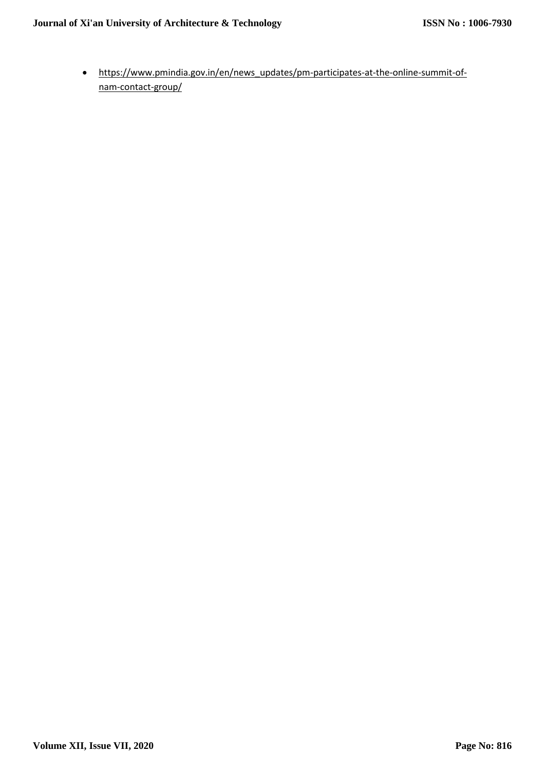- https://www.pmindia.gov.in/en/news_updates/pm-participates-at-the-online-summit-of-nam-contact-group/